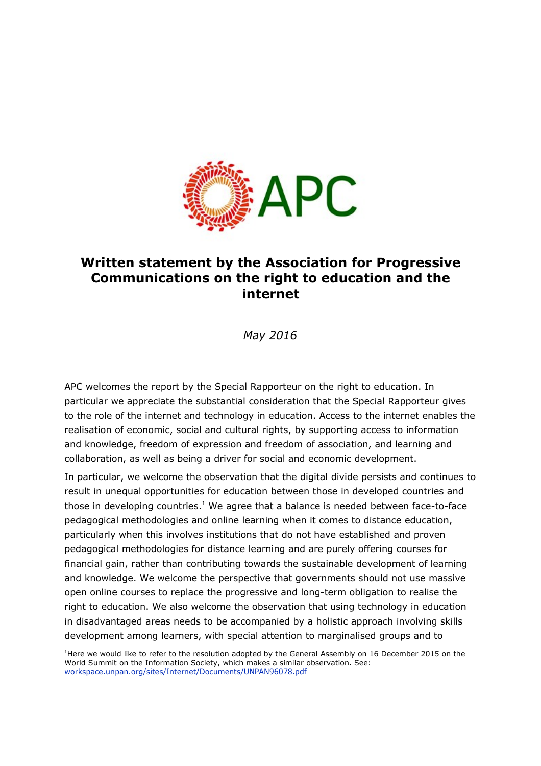# Written statement by the Association for Progressive Communications on the right to education and the internet

*May 2016*

APC welcomes the report by the Special Rapporteur on the right to education. In particular we appreciate the substantial consideration that the Special Rapporteur gives to the role of the internet and technology in education. Access to the internet enables the realisation of economic, social and cultural rights, by supporting access to information and knowledge, freedom of expression and freedom of association, and learning and collaboration, as well as being a driver for social and economic development.

In particular, we welcome the observation that the digital divide persists and continues to result in unequal opportunities for education between those in developed countries and those in developing countries.[1] We agree that a balance is needed between face-to-face pedagogical methodologies and online learning when it comes to distance education, particularly when this involves institutions that do not have established and proven pedagogical methodologies for distance learning and are purely offering courses for financial gain, rather than contributing towards the sustainable development of learning and knowledge. We welcome the perspective that governments should not use massive open online courses to replace the progressive and long-term obligation to realise the right to education. We also welcome the observation that using technology in education in disadvantaged areas needs to be accompanied by a holistic approach involving skills development among learners, with special attention to marginalised groups and to

[1]Here we would like to refer to the resolution adopted by the General Assembly on 16 December 2015 on the World Summit on the Information Society, which makes a similar observation. See: workspace.unpan.org/sites/Internet/Documents/UNPAN96078.pdf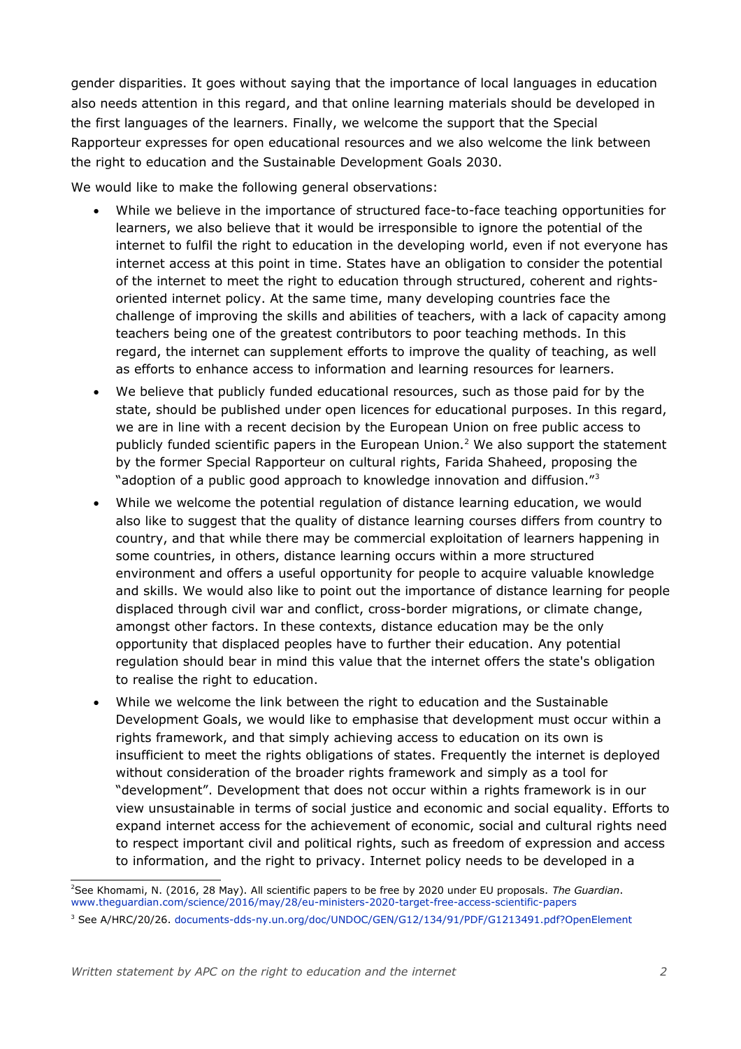gender disparities. It goes without saying that the importance of local languages in education also needs attention in this regard, and that online learning materials should be developed in the first languages of the learners. Finally, we welcome the support that the Special Rapporteur expresses for open educational resources and we also welcome the link between the right to education and the Sustainable Development Goals 2030.

We would like to make the following general observations:

- While we believe in the importance of structured face-to-face teaching opportunities for learners, we also believe that it would be irresponsible to ignore the potential of the internet to fulfil the right to education in the developing world, even if not everyone has internet access at this point in time. States have an obligation to consider the potential of the internet to meet the right to education through structured, coherent and rights-oriented internet policy. At the same time, many developing countries face the challenge of improving the skills and abilities of teachers, with a lack of capacity among teachers being one of the greatest contributors to poor teaching methods. In this regard, the internet can supplement efforts to improve the quality of teaching, as well as efforts to enhance access to information and learning resources for learners.
- We believe that publicly funded educational resources, such as those paid for by the state, should be published under open licences for educational purposes. In this regard, we are in line with a recent decision by the European Union on free public access to publicly funded scientific papers in the European Union.[2] We also support the statement by the former Special Rapporteur on cultural rights, Farida Shaheed, proposing the "adoption of a public good approach to knowledge innovation and diffusion."[3]
- While we welcome the potential regulation of distance learning education, we would also like to suggest that the quality of distance learning courses differs from country to country, and that while there may be commercial exploitation of learners happening in some countries, in others, distance learning occurs within a more structured environment and offers a useful opportunity for people to acquire valuable knowledge and skills. We would also like to point out the importance of distance learning for people displaced through civil war and conflict, cross-border migrations, or climate change, amongst other factors. In these contexts, distance education may be the only opportunity that displaced peoples have to further their education. Any potential regulation should bear in mind this value that the internet offers the state's obligation to realise the right to education.
- While we welcome the link between the right to education and the Sustainable Development Goals, we would like to emphasise that development must occur within a rights framework, and that simply achieving access to education on its own is insufficient to meet the rights obligations of states. Frequently the internet is deployed without consideration of the broader rights framework and simply as a tool for "development". Development that does not occur within a rights framework is in our view unsustainable in terms of social justice and economic and social equality. Efforts to expand internet access for the achievement of economic, social and cultural rights need to respect important civil and political rights, such as freedom of expression and access to information, and the right to privacy. Internet policy needs to be developed in a

[2] See Khomami, N. (2016, 28 May). All scientific papers to be free by 2020 under EU proposals. *The Guardian*. www.theguardian.com/science/2016/may/28/eu-ministers-2020-target-free-access-scientific-papers

[3] See A/HRC/20/26. documents-dds-ny.un.org/doc/UNDOC/GEN/G12/134/91/PDF/G1213491.pdf?OpenElement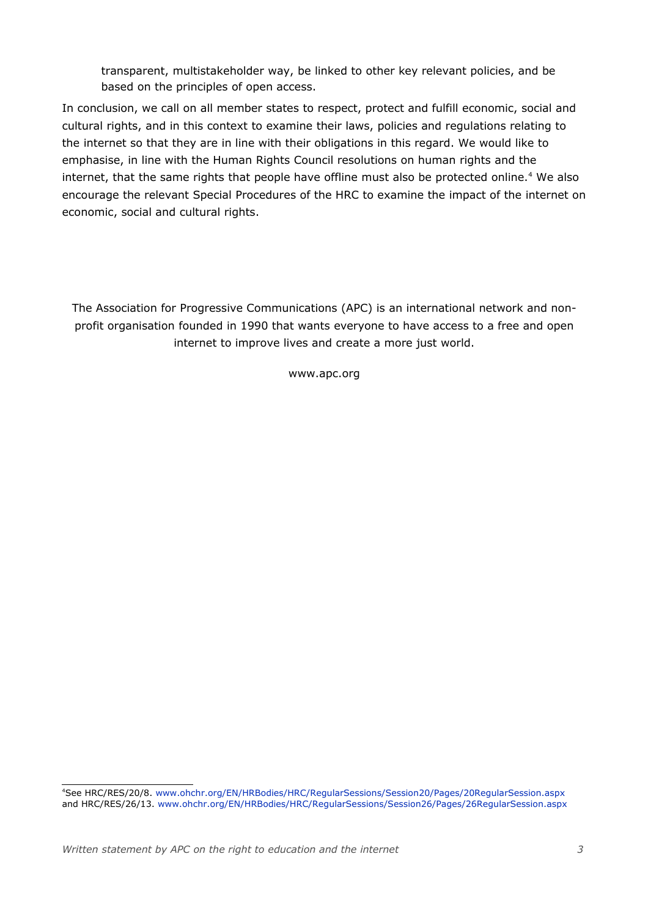transparent, multistakeholder way, be linked to other key relevant policies, and be based on the principles of open access.

In conclusion, we call on all member states to respect, protect and fulfill economic, social and cultural rights, and in this context to examine their laws, policies and regulations relating to the internet so that they are in line with their obligations in this regard. We would like to emphasise, in line with the Human Rights Council resolutions on human rights and the internet, that the same rights that people have offline must also be protected online.[4] We also encourage the relevant Special Procedures of the HRC to examine the impact of the internet on economic, social and cultural rights.

The Association for Progressive Communications (APC) is an international network and non-profit organisation founded in 1990 that wants everyone to have access to a free and open internet to improve lives and create a more just world.

www.apc.org

---

[4] See HRC/RES/20/8. www.ohchr.org/EN/HRBodies/HRC/RegularSessions/Session20/Pages/20RegularSession.aspx and HRC/RES/26/13. www.ohchr.org/EN/HRBodies/HRC/RegularSessions/Session26/Pages/26RegularSession.aspx